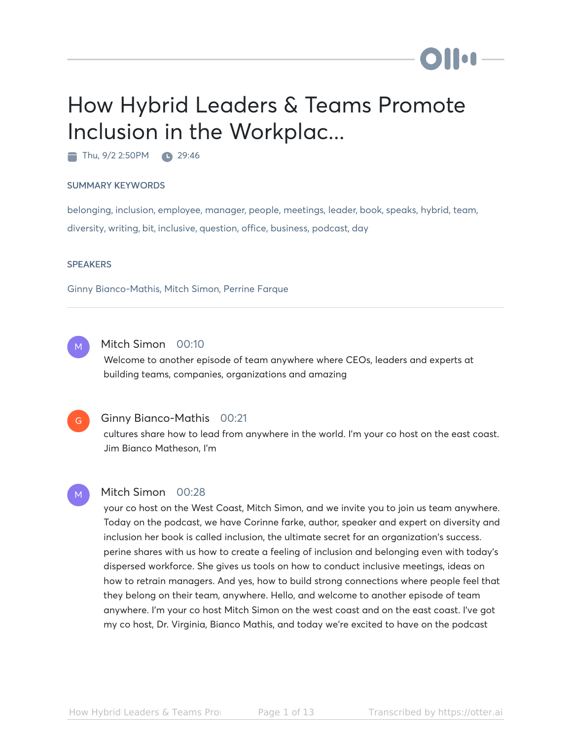# How Hybrid Leaders & Teams Promote Inclusion in the Workplac...

Thu, 9/2 2:50PM  29:46

SUMMARY KEYWORDS

belonging, inclusion, employee, manager, people, meetings, leader, book, speaks, hybrid, team, diversity, writing, bit, inclusive, question, office, business, podcast, day

SPEAKERS

Ginny Bianco-Mathis, Mitch Simon, Perrine Farque

---

**Mitch Simon** 00:10
Welcome to another episode of team anywhere where CEOs, leaders and experts at building teams, companies, organizations and amazing

**Ginny Bianco-Mathis** 00:21
cultures share how to lead from anywhere in the world. I'm your co host on the east coast. Jim Bianco Matheson, I'm

**Mitch Simon** 00:28
your co host on the West Coast, Mitch Simon, and we invite you to join us team anywhere. Today on the podcast, we have Corinne farke, author, speaker and expert on diversity and inclusion her book is called inclusion, the ultimate secret for an organization's success. perine shares with us how to create a feeling of inclusion and belonging even with today's dispersed workforce. She gives us tools on how to conduct inclusive meetings, ideas on how to retrain managers. And yes, how to build strong connections where people feel that they belong on their team, anywhere. Hello, and welcome to another episode of team anywhere. I'm your co host Mitch Simon on the west coast and on the east coast. I've got my co host, Dr. Virginia, Bianco Mathis, and today we're excited to have on the podcast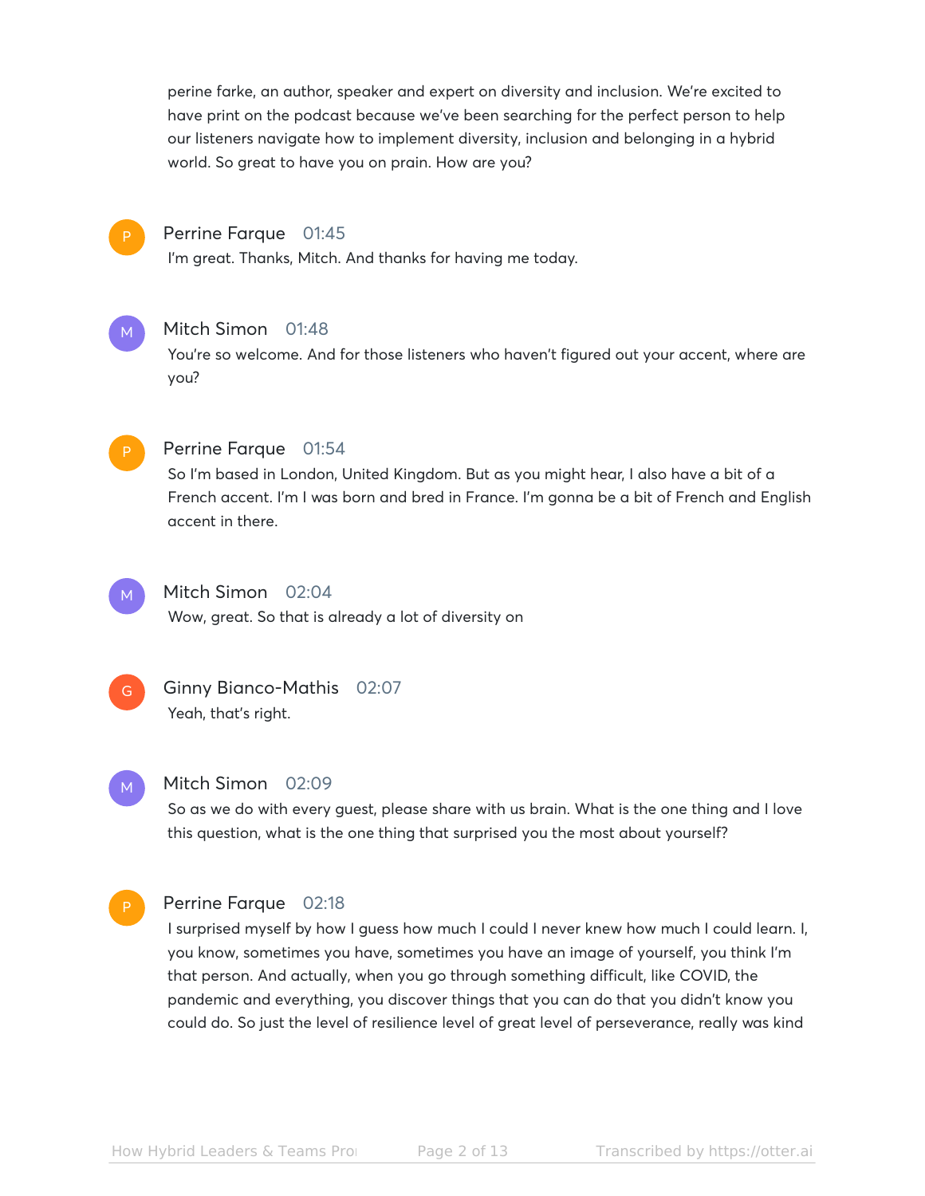perine farke, an author, speaker and expert on diversity and inclusion. We're excited to have print on the podcast because we've been searching for the perfect person to help our listeners navigate how to implement diversity, inclusion and belonging in a hybrid world. So great to have you on prain. How are you?

**Perrine Farque** 01:45

I'm great. Thanks, Mitch. And thanks for having me today.

**Mitch Simon** 01:48

You're so welcome. And for those listeners who haven't figured out your accent, where are you?

**Perrine Farque** 01:54

So I'm based in London, United Kingdom. But as you might hear, I also have a bit of a French accent. I'm I was born and bred in France. I'm gonna be a bit of French and English accent in there.

**Mitch Simon** 02:04

Wow, great. So that is already a lot of diversity on

**Ginny Bianco-Mathis** 02:07

Yeah, that's right.

**Mitch Simon** 02:09

So as we do with every guest, please share with us brain. What is the one thing and I love this question, what is the one thing that surprised you the most about yourself?

**Perrine Farque** 02:18

I surprised myself by how I guess how much I could I never knew how much I could learn. I, you know, sometimes you have, sometimes you have an image of yourself, you think I'm that person. And actually, when you go through something difficult, like COVID, the pandemic and everything, you discover things that you can do that you didn't know you could do. So just the level of resilience level of great level of perseverance, really was kind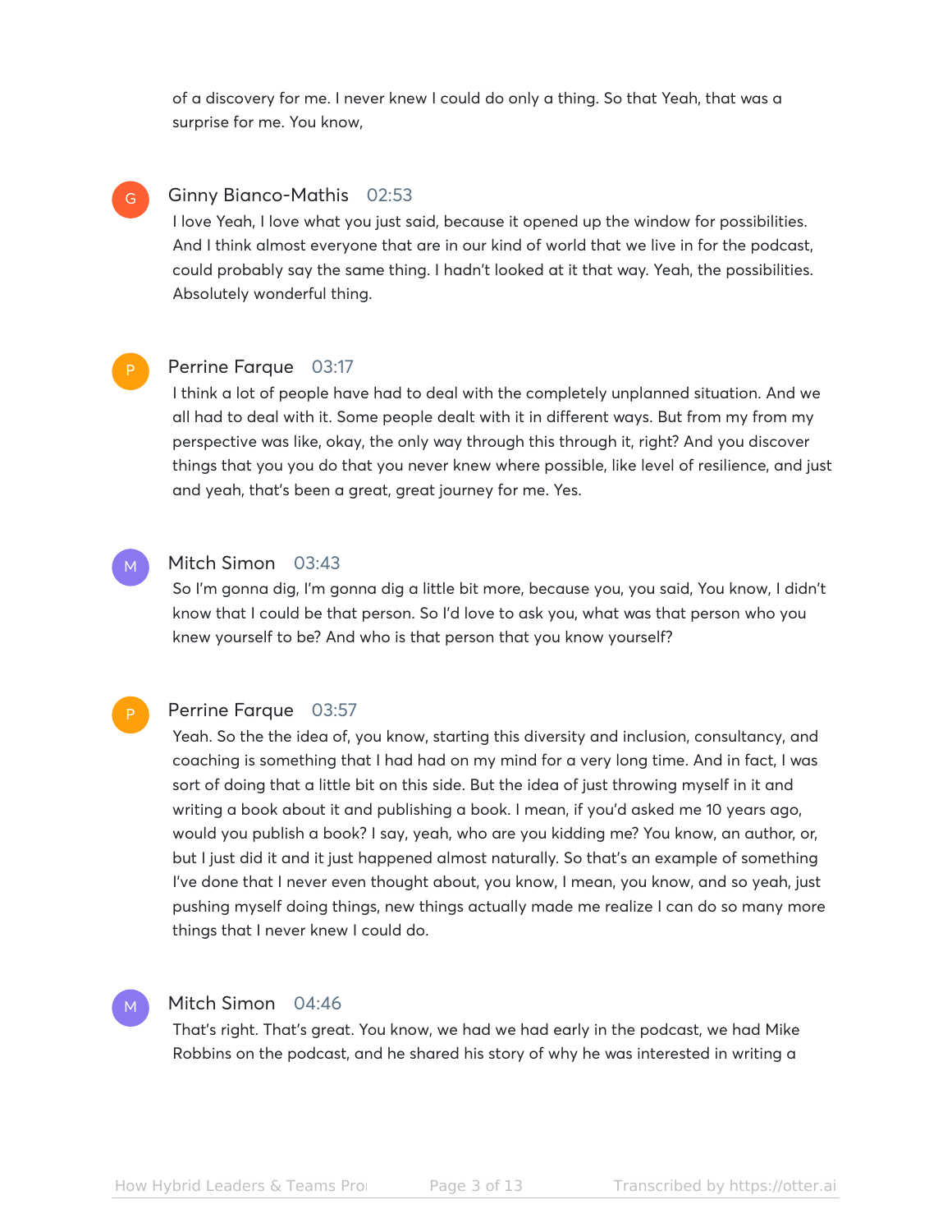of a discovery for me. I never knew I could do only a thing. So that Yeah, that was a surprise for me. You know,

**Ginny Bianco-Mathis** 02:53

I love Yeah, I love what you just said, because it opened up the window for possibilities. And I think almost everyone that are in our kind of world that we live in for the podcast, could probably say the same thing. I hadn't looked at it that way. Yeah, the possibilities. Absolutely wonderful thing.

**Perrine Farque** 03:17

I think a lot of people have had to deal with the completely unplanned situation. And we all had to deal with it. Some people dealt with it in different ways. But from my from my perspective was like, okay, the only way through this through it, right? And you discover things that you you do that you never knew where possible, like level of resilience, and just and yeah, that's been a great, great journey for me. Yes.

**Mitch Simon** 03:43

So I'm gonna dig, I'm gonna dig a little bit more, because you, you said, You know, I didn't know that I could be that person. So I'd love to ask you, what was that person who you knew yourself to be? And who is that person that you know yourself?

**Perrine Farque** 03:57

Yeah. So the the idea of, you know, starting this diversity and inclusion, consultancy, and coaching is something that I had had on my mind for a very long time. And in fact, I was sort of doing that a little bit on this side. But the idea of just throwing myself in it and writing a book about it and publishing a book. I mean, if you'd asked me 10 years ago, would you publish a book? I say, yeah, who are you kidding me? You know, an author, or, but I just did it and it just happened almost naturally. So that's an example of something I've done that I never even thought about, you know, I mean, you know, and so yeah, just pushing myself doing things, new things actually made me realize I can do so many more things that I never knew I could do.

**Mitch Simon** 04:46

That's right. That's great. You know, we had we had early in the podcast, we had Mike Robbins on the podcast, and he shared his story of why he was interested in writing a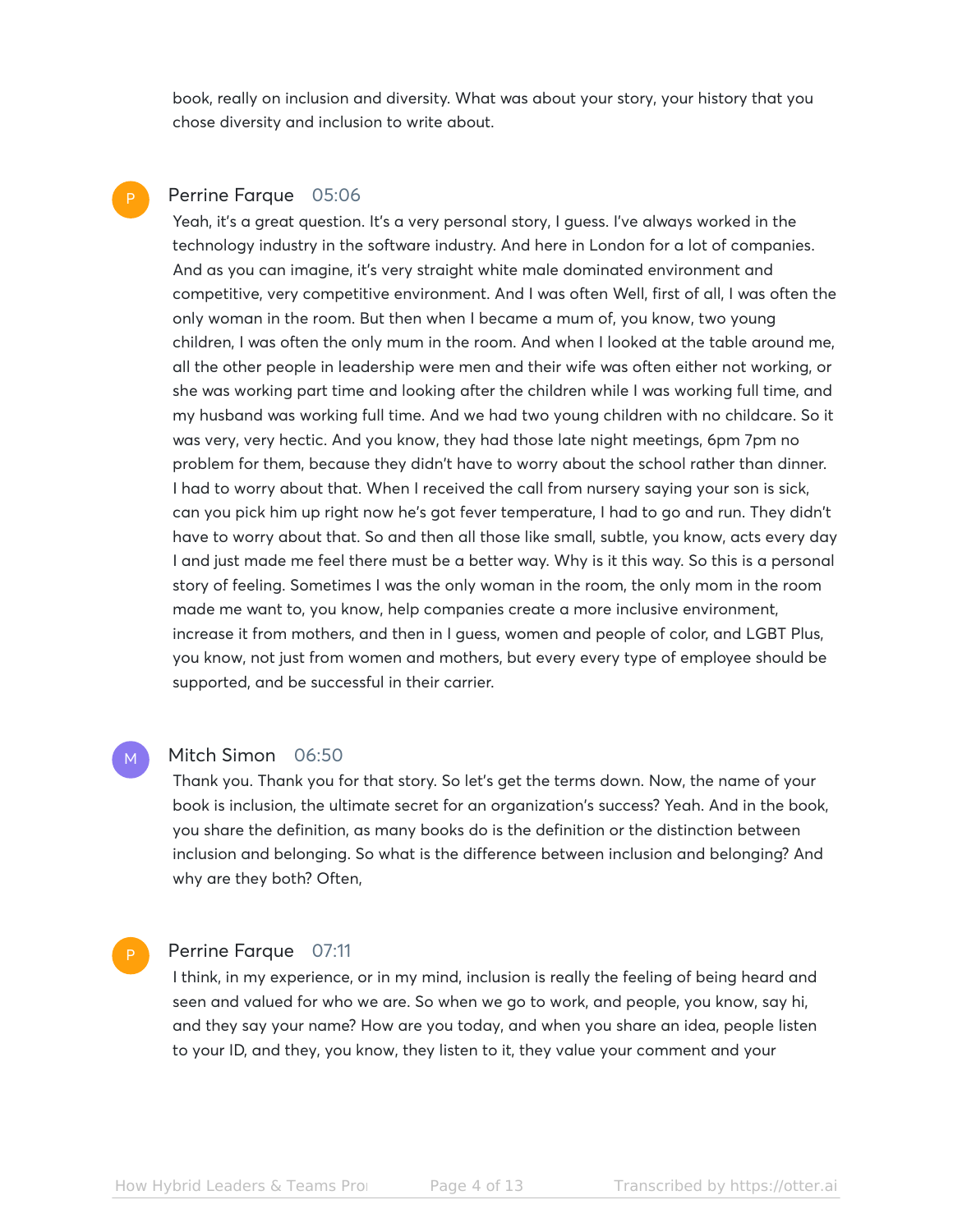book, really on inclusion and diversity. What was about your story, your history that you chose diversity and inclusion to write about.

**Perrine Farque** 05:06

Yeah, it's a great question. It's a very personal story, I guess. I've always worked in the technology industry in the software industry. And here in London for a lot of companies. And as you can imagine, it's very straight white male dominated environment and competitive, very competitive environment. And I was often Well, first of all, I was often the only woman in the room. But then when I became a mum of, you know, two young children, I was often the only mum in the room. And when I looked at the table around me, all the other people in leadership were men and their wife was often either not working, or she was working part time and looking after the children while I was working full time, and my husband was working full time. And we had two young children with no childcare. So it was very, very hectic. And you know, they had those late night meetings, 6pm 7pm no problem for them, because they didn't have to worry about the school rather than dinner. I had to worry about that. When I received the call from nursery saying your son is sick, can you pick him up right now he's got fever temperature, I had to go and run. They didn't have to worry about that. So and then all those like small, subtle, you know, acts every day I and just made me feel there must be a better way. Why is it this way. So this is a personal story of feeling. Sometimes I was the only woman in the room, the only mom in the room made me want to, you know, help companies create a more inclusive environment, increase it from mothers, and then in I guess, women and people of color, and LGBT Plus, you know, not just from women and mothers, but every every type of employee should be supported, and be successful in their carrier.

**Mitch Simon** 06:50

Thank you. Thank you for that story. So let's get the terms down. Now, the name of your book is inclusion, the ultimate secret for an organization's success? Yeah. And in the book, you share the definition, as many books do is the definition or the distinction between inclusion and belonging. So what is the difference between inclusion and belonging? And why are they both? Often,

**Perrine Farque** 07:11

I think, in my experience, or in my mind, inclusion is really the feeling of being heard and seen and valued for who we are. So when we go to work, and people, you know, say hi, and they say your name? How are you today, and when you share an idea, people listen to your ID, and they, you know, they listen to it, they value your comment and your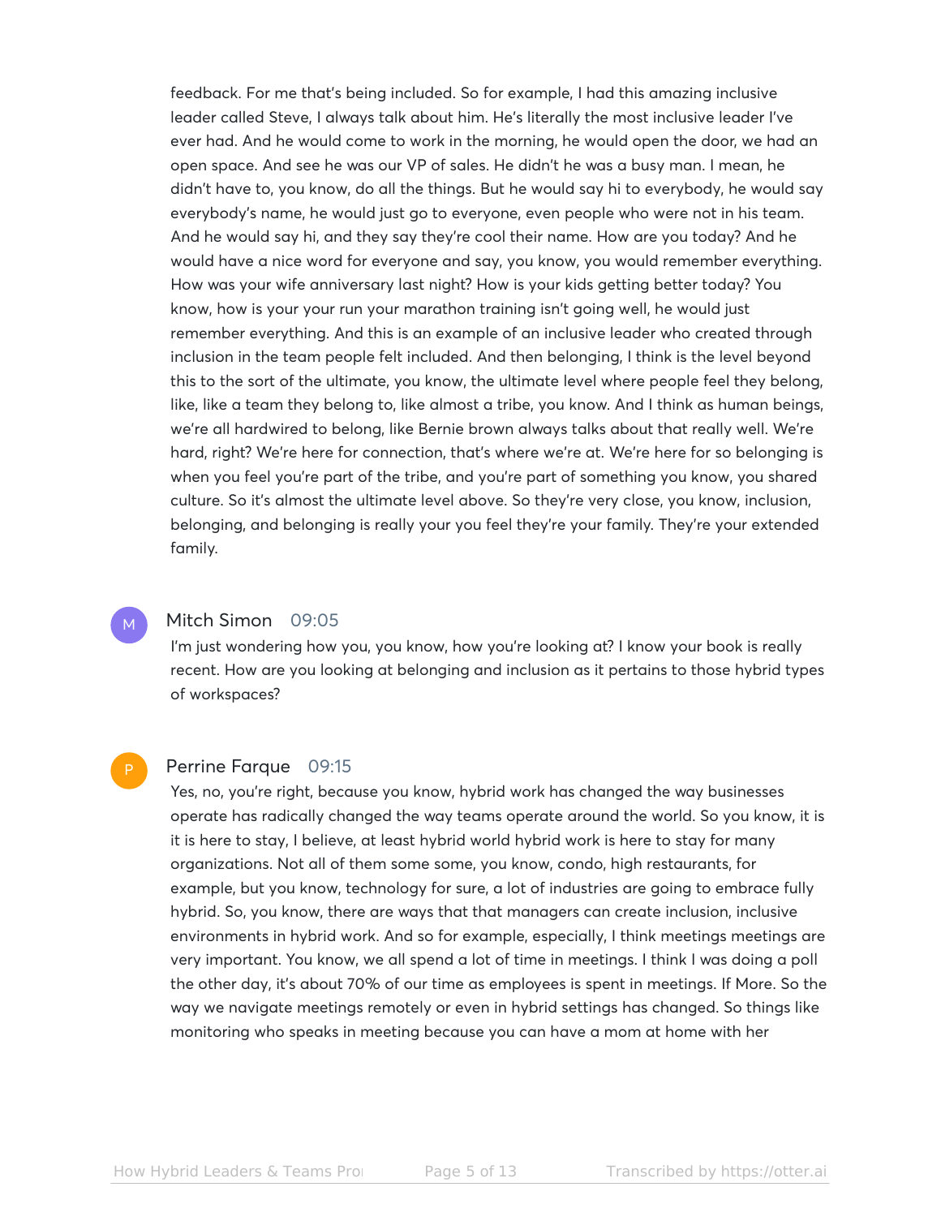feedback. For me that's being included. So for example, I had this amazing inclusive leader called Steve, I always talk about him. He's literally the most inclusive leader I've ever had. And he would come to work in the morning, he would open the door, we had an open space. And see he was our VP of sales. He didn't he was a busy man. I mean, he didn't have to, you know, do all the things. But he would say hi to everybody, he would say everybody's name, he would just go to everyone, even people who were not in his team. And he would say hi, and they say they're cool their name. How are you today? And he would have a nice word for everyone and say, you know, you would remember everything. How was your wife anniversary last night? How is your kids getting better today? You know, how is your your run your marathon training isn't going well, he would just remember everything. And this is an example of an inclusive leader who created through inclusion in the team people felt included. And then belonging, I think is the level beyond this to the sort of the ultimate, you know, the ultimate level where people feel they belong, like, like a team they belong to, like almost a tribe, you know. And I think as human beings, we're all hardwired to belong, like Bernie brown always talks about that really well. We're hard, right? We're here for connection, that's where we're at. We're here for so belonging is when you feel you're part of the tribe, and you're part of something you know, you shared culture. So it's almost the ultimate level above. So they're very close, you know, inclusion, belonging, and belonging is really your you feel they're your family. They're your extended family.

**Mitch Simon** 09:05

I'm just wondering how you, you know, how you're looking at? I know your book is really recent. How are you looking at belonging and inclusion as it pertains to those hybrid types of workspaces?

**Perrine Farque** 09:15

Yes, no, you're right, because you know, hybrid work has changed the way businesses operate has radically changed the way teams operate around the world. So you know, it is it is here to stay, I believe, at least hybrid world hybrid work is here to stay for many organizations. Not all of them some some, you know, condo, high restaurants, for example, but you know, technology for sure, a lot of industries are going to embrace fully hybrid. So, you know, there are ways that that managers can create inclusion, inclusive environments in hybrid work. And so for example, especially, I think meetings meetings are very important. You know, we all spend a lot of time in meetings. I think I was doing a poll the other day, it's about 70% of our time as employees is spent in meetings. If More. So the way we navigate meetings remotely or even in hybrid settings has changed. So things like monitoring who speaks in meeting because you can have a mom at home with her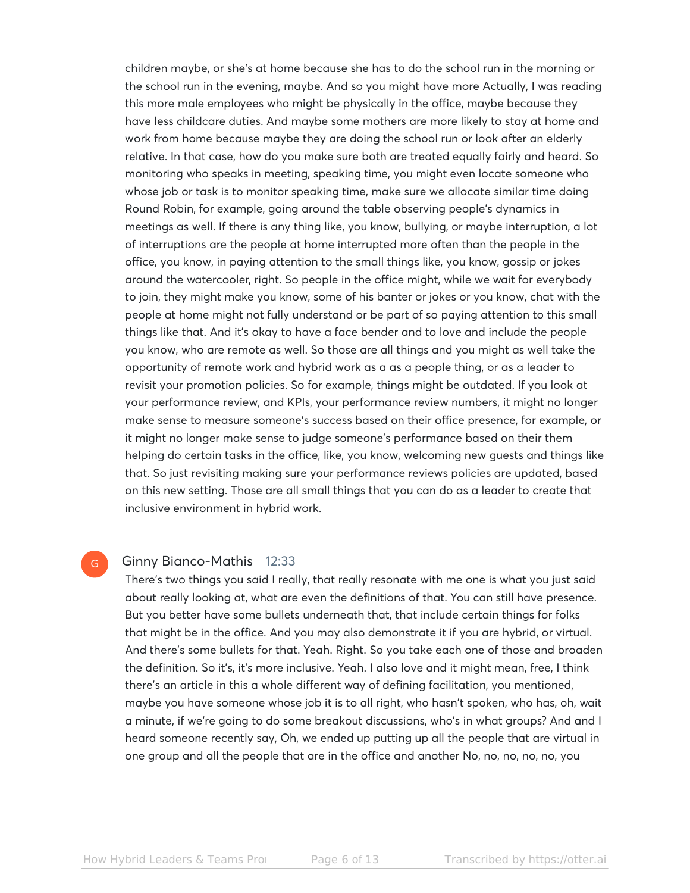children maybe, or she's at home because she has to do the school run in the morning or the school run in the evening, maybe. And so you might have more Actually, I was reading this more male employees who might be physically in the office, maybe because they have less childcare duties. And maybe some mothers are more likely to stay at home and work from home because maybe they are doing the school run or look after an elderly relative. In that case, how do you make sure both are treated equally fairly and heard. So monitoring who speaks in meeting, speaking time, you might even locate someone who whose job or task is to monitor speaking time, make sure we allocate similar time doing Round Robin, for example, going around the table observing people's dynamics in meetings as well. If there is any thing like, you know, bullying, or maybe interruption, a lot of interruptions are the people at home interrupted more often than the people in the office, you know, in paying attention to the small things like, you know, gossip or jokes around the watercooler, right. So people in the office might, while we wait for everybody to join, they might make you know, some of his banter or jokes or you know, chat with the people at home might not fully understand or be part of so paying attention to this small things like that. And it's okay to have a face bender and to love and include the people you know, who are remote as well. So those are all things and you might as well take the opportunity of remote work and hybrid work as a as a people thing, or as a leader to revisit your promotion policies. So for example, things might be outdated. If you look at your performance review, and KPIs, your performance review numbers, it might no longer make sense to measure someone's success based on their office presence, for example, or it might no longer make sense to judge someone's performance based on their them helping do certain tasks in the office, like, you know, welcoming new guests and things like that. So just revisiting making sure your performance reviews policies are updated, based on this new setting. Those are all small things that you can do as a leader to create that inclusive environment in hybrid work.

**Ginny Bianco-Mathis** 12:33

There's two things you said I really, that really resonate with me one is what you just said about really looking at, what are even the definitions of that. You can still have presence. But you better have some bullets underneath that, that include certain things for folks that might be in the office. And you may also demonstrate it if you are hybrid, or virtual. And there's some bullets for that. Yeah. Right. So you take each one of those and broaden the definition. So it's, it's more inclusive. Yeah. I also love and it might mean, free, I think there's an article in this a whole different way of defining facilitation, you mentioned, maybe you have someone whose job it is to all right, who hasn't spoken, who has, oh, wait a minute, if we're going to do some breakout discussions, who's in what groups? And and I heard someone recently say, Oh, we ended up putting up all the people that are virtual in one group and all the people that are in the office and another No, no, no, no, no, you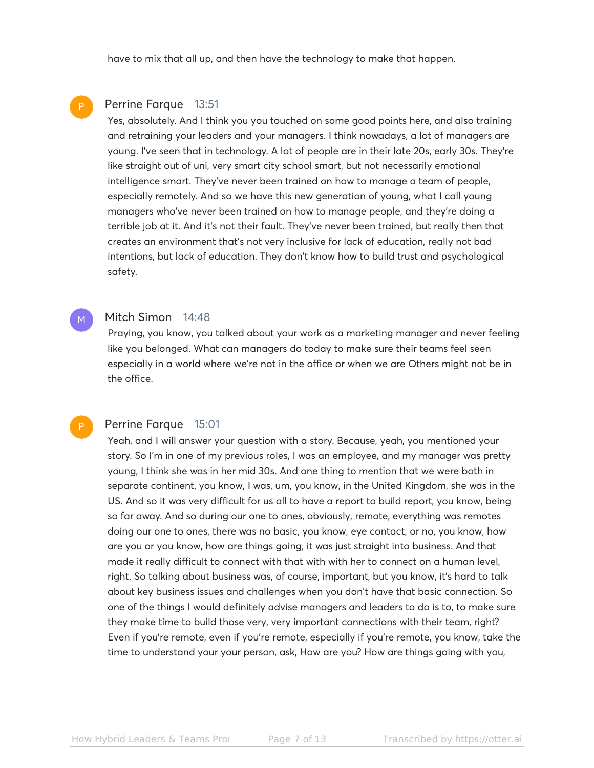have to mix that all up, and then have the technology to make that happen.

**Perrine Farque** 13:51

Yes, absolutely. And I think you you touched on some good points here, and also training and retraining your leaders and your managers. I think nowadays, a lot of managers are young. I've seen that in technology. A lot of people are in their late 20s, early 30s. They're like straight out of uni, very smart city school smart, but not necessarily emotional intelligence smart. They've never been trained on how to manage a team of people, especially remotely. And so we have this new generation of young, what I call young managers who've never been trained on how to manage people, and they're doing a terrible job at it. And it's not their fault. They've never been trained, but really then that creates an environment that's not very inclusive for lack of education, really not bad intentions, but lack of education. They don't know how to build trust and psychological safety.

**Mitch Simon** 14:48

Praying, you know, you talked about your work as a marketing manager and never feeling like you belonged. What can managers do today to make sure their teams feel seen especially in a world where we're not in the office or when we are Others might not be in the office.

**Perrine Farque** 15:01

Yeah, and I will answer your question with a story. Because, yeah, you mentioned your story. So I'm in one of my previous roles, I was an employee, and my manager was pretty young, I think she was in her mid 30s. And one thing to mention that we were both in separate continent, you know, I was, um, you know, in the United Kingdom, she was in the US. And so it was very difficult for us all to have a report to build report, you know, being so far away. And so during our one to ones, obviously, remote, everything was remotes doing our one to ones, there was no basic, you know, eye contact, or no, you know, how are you or you know, how are things going, it was just straight into business. And that made it really difficult to connect with that with with her to connect on a human level, right. So talking about business was, of course, important, but you know, it's hard to talk about key business issues and challenges when you don't have that basic connection. So one of the things I would definitely advise managers and leaders to do is to, to make sure they make time to build those very, very important connections with their team, right? Even if you're remote, even if you're remote, especially if you're remote, you know, take the time to understand your your person, ask, How are you? How are things going with you,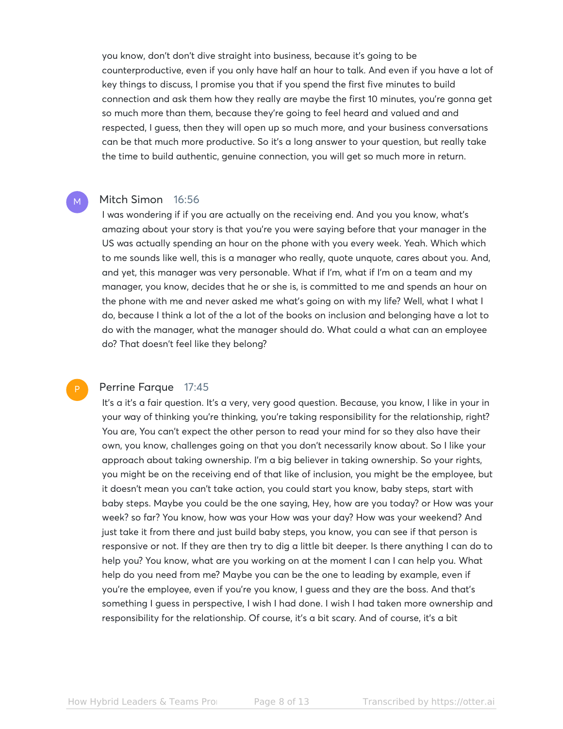you know, don't don't dive straight into business, because it's going to be counterproductive, even if you only have half an hour to talk. And even if you have a lot of key things to discuss, I promise you that if you spend the first five minutes to build connection and ask them how they really are maybe the first 10 minutes, you're gonna get so much more than them, because they're going to feel heard and valued and and respected, I guess, then they will open up so much more, and your business conversations can be that much more productive. So it's a long answer to your question, but really take the time to build authentic, genuine connection, you will get so much more in return.

**Mitch Simon** 16:56

I was wondering if if you are actually on the receiving end. And you you know, what's amazing about your story is that you're you were saying before that your manager in the US was actually spending an hour on the phone with you every week. Yeah. Which which to me sounds like well, this is a manager who really, quote unquote, cares about you. And, and yet, this manager was very personable. What if I'm, what if I'm on a team and my manager, you know, decides that he or she is, is committed to me and spends an hour on the phone with me and never asked me what's going on with my life? Well, what I what I do, because I think a lot of the a lot of the books on inclusion and belonging have a lot to do with the manager, what the manager should do. What could a what can an employee do? That doesn't feel like they belong?

**Perrine Farque** 17:45

It's a it's a fair question. It's a very, very good question. Because, you know, I like in your in your way of thinking you're thinking, you're taking responsibility for the relationship, right? You are, You can't expect the other person to read your mind for so they also have their own, you know, challenges going on that you don't necessarily know about. So I like your approach about taking ownership. I'm a big believer in taking ownership. So your rights, you might be on the receiving end of that like of inclusion, you might be the employee, but it doesn't mean you can't take action, you could start you know, baby steps, start with baby steps. Maybe you could be the one saying, Hey, how are you today? or How was your week? so far? You know, how was your How was your day? How was your weekend? And just take it from there and just build baby steps, you know, you can see if that person is responsive or not. If they are then try to dig a little bit deeper. Is there anything I can do to help you? You know, what are you working on at the moment I can I can help you. What help do you need from me? Maybe you can be the one to leading by example, even if you're the employee, even if you're you know, I guess and they are the boss. And that's something I guess in perspective, I wish I had done. I wish I had taken more ownership and responsibility for the relationship. Of course, it's a bit scary. And of course, it's a bit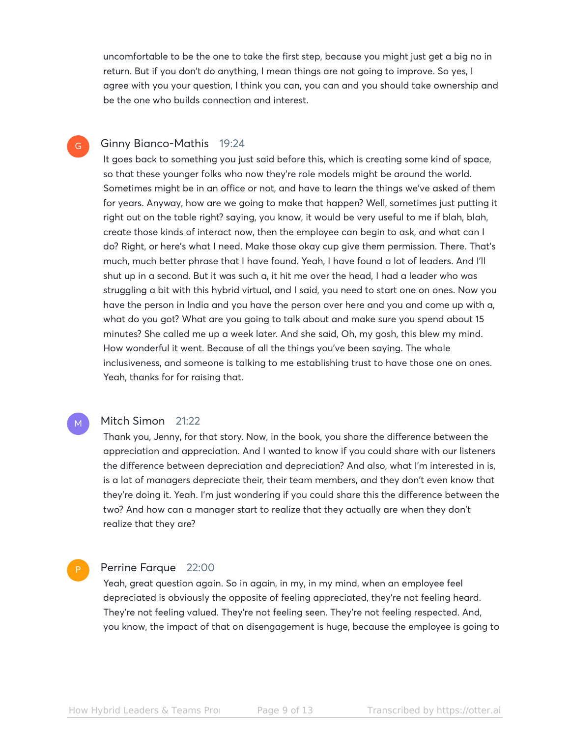uncomfortable to be the one to take the first step, because you might just get a big no in return. But if you don't do anything, I mean things are not going to improve. So yes, I agree with you your question, I think you can, you can and you should take ownership and be the one who builds connection and interest.

**Ginny Bianco-Mathis** 19:24

It goes back to something you just said before this, which is creating some kind of space, so that these younger folks who now they're role models might be around the world. Sometimes might be in an office or not, and have to learn the things we've asked of them for years. Anyway, how are we going to make that happen? Well, sometimes just putting it right out on the table right? saying, you know, it would be very useful to me if blah, blah, create those kinds of interact now, then the employee can begin to ask, and what can I do? Right, or here's what I need. Make those okay cup give them permission. There. That's much, much better phrase that I have found. Yeah, I have found a lot of leaders. And I'll shut up in a second. But it was such a, it hit me over the head, I had a leader who was struggling a bit with this hybrid virtual, and I said, you need to start one on ones. Now you have the person in India and you have the person over here and you and come up with a, what do you got? What are you going to talk about and make sure you spend about 15 minutes? She called me up a week later. And she said, Oh, my gosh, this blew my mind. How wonderful it went. Because of all the things you've been saying. The whole inclusiveness, and someone is talking to me establishing trust to have those one on ones. Yeah, thanks for for raising that.

**Mitch Simon** 21:22

Thank you, Jenny, for that story. Now, in the book, you share the difference between the appreciation and appreciation. And I wanted to know if you could share with our listeners the difference between depreciation and depreciation? And also, what I'm interested in is, is a lot of managers depreciate their, their team members, and they don't even know that they're doing it. Yeah. I'm just wondering if you could share this the difference between the two? And how can a manager start to realize that they actually are when they don't realize that they are?

**Perrine Farque** 22:00

Yeah, great question again. So in again, in my, in my mind, when an employee feel depreciated is obviously the opposite of feeling appreciated, they're not feeling heard. They're not feeling valued. They're not feeling seen. They're not feeling respected. And, you know, the impact of that on disengagement is huge, because the employee is going to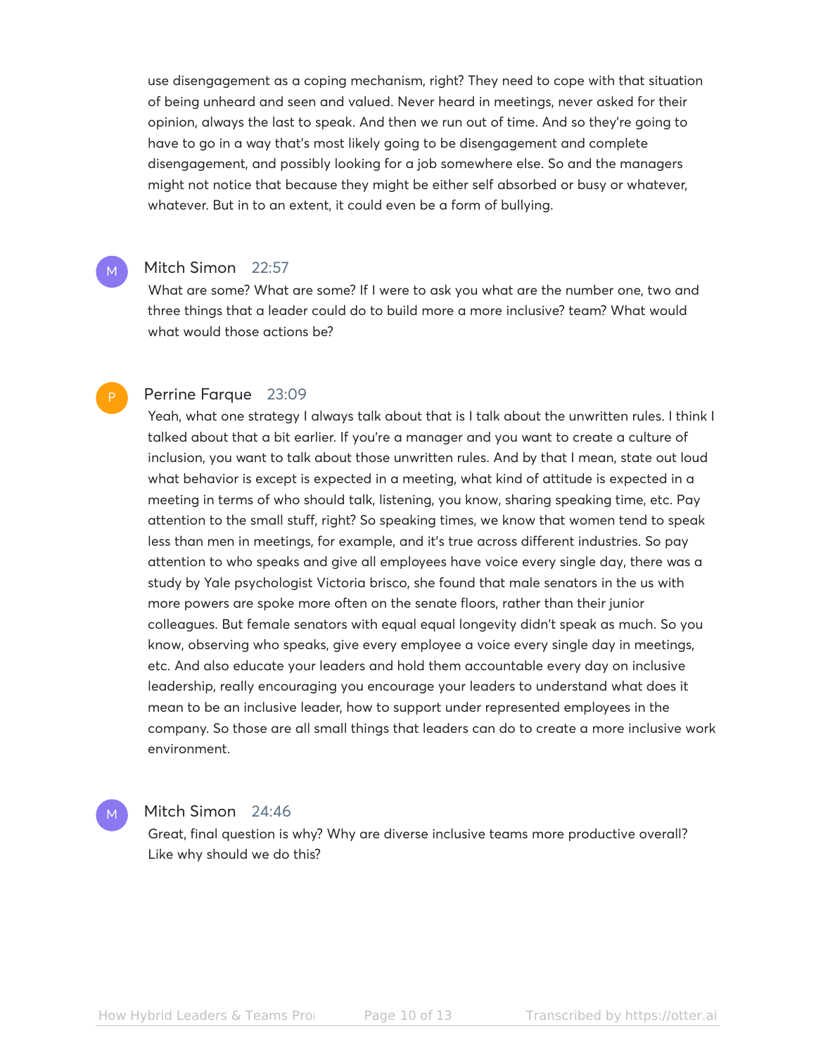use disengagement as a coping mechanism, right? They need to cope with that situation of being unheard and seen and valued. Never heard in meetings, never asked for their opinion, always the last to speak. And then we run out of time. And so they're going to have to go in a way that's most likely going to be disengagement and complete disengagement, and possibly looking for a job somewhere else. So and the managers might not notice that because they might be either self absorbed or busy or whatever, whatever. But in to an extent, it could even be a form of bullying.

**Mitch Simon** 22:57

What are some? What are some? If I were to ask you what are the number one, two and three things that a leader could do to build more a more inclusive? team? What would what would those actions be?

**Perrine Farque** 23:09

Yeah, what one strategy I always talk about that is I talk about the unwritten rules. I think I talked about that a bit earlier. If you're a manager and you want to create a culture of inclusion, you want to talk about those unwritten rules. And by that I mean, state out loud what behavior is except is expected in a meeting, what kind of attitude is expected in a meeting in terms of who should talk, listening, you know, sharing speaking time, etc. Pay attention to the small stuff, right? So speaking times, we know that women tend to speak less than men in meetings, for example, and it's true across different industries. So pay attention to who speaks and give all employees have voice every single day, there was a study by Yale psychologist Victoria brisco, she found that male senators in the us with more powers are spoke more often on the senate floors, rather than their junior colleagues. But female senators with equal equal longevity didn't speak as much. So you know, observing who speaks, give every employee a voice every single day in meetings, etc. And also educate your leaders and hold them accountable every day on inclusive leadership, really encouraging you encourage your leaders to understand what does it mean to be an inclusive leader, how to support under represented employees in the company. So those are all small things that leaders can do to create a more inclusive work environment.

**Mitch Simon** 24:46

Great, final question is why? Why are diverse inclusive teams more productive overall? Like why should we do this?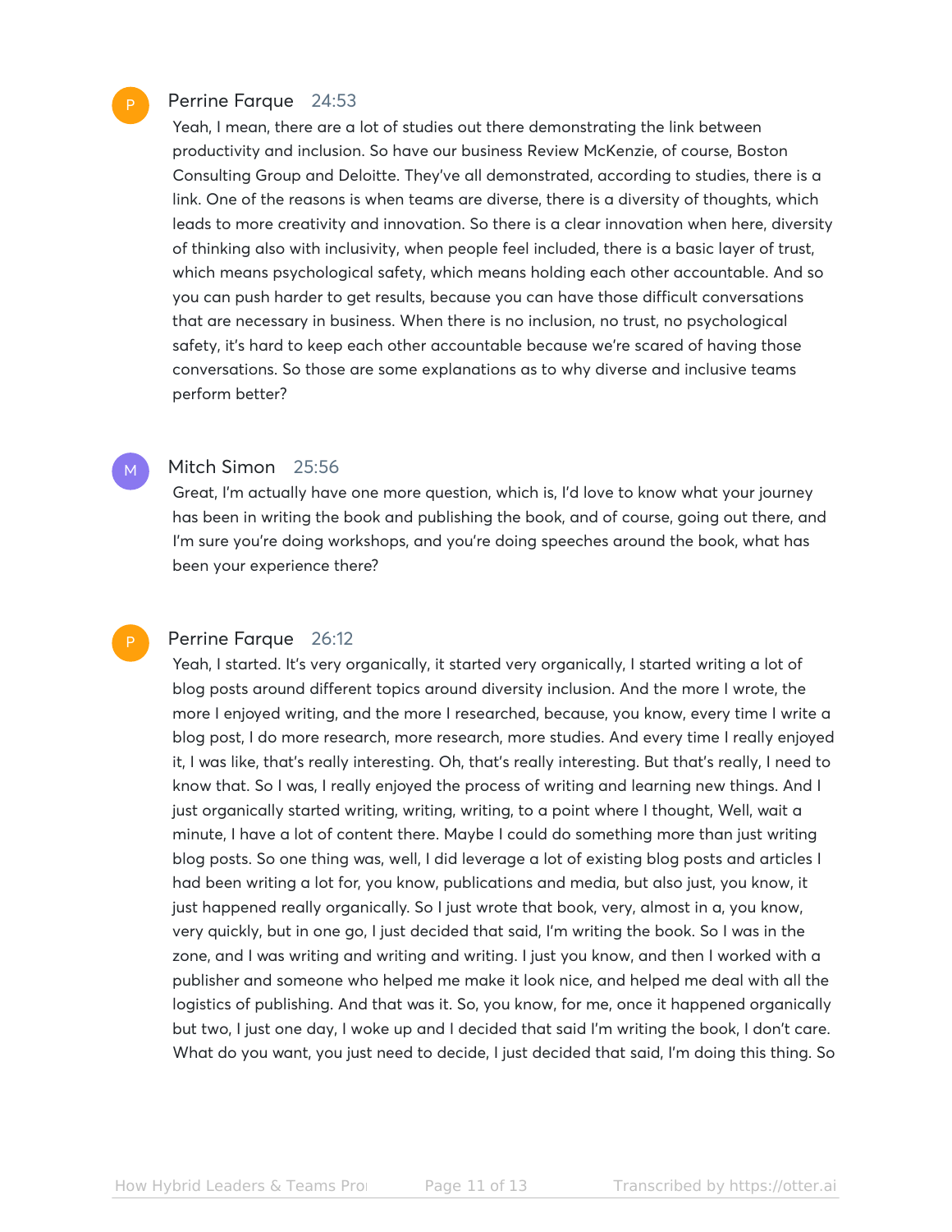**Perrine Farque** 24:53

Yeah, I mean, there are a lot of studies out there demonstrating the link between productivity and inclusion. So have our business Review McKenzie, of course, Boston Consulting Group and Deloitte. They've all demonstrated, according to studies, there is a link. One of the reasons is when teams are diverse, there is a diversity of thoughts, which leads to more creativity and innovation. So there is a clear innovation when here, diversity of thinking also with inclusivity, when people feel included, there is a basic layer of trust, which means psychological safety, which means holding each other accountable. And so you can push harder to get results, because you can have those difficult conversations that are necessary in business. When there is no inclusion, no trust, no psychological safety, it's hard to keep each other accountable because we're scared of having those conversations. So those are some explanations as to why diverse and inclusive teams perform better?

**Mitch Simon** 25:56

Great, I'm actually have one more question, which is, I'd love to know what your journey has been in writing the book and publishing the book, and of course, going out there, and I'm sure you're doing workshops, and you're doing speeches around the book, what has been your experience there?

**Perrine Farque** 26:12

Yeah, I started. It's very organically, it started very organically, I started writing a lot of blog posts around different topics around diversity inclusion. And the more I wrote, the more I enjoyed writing, and the more I researched, because, you know, every time I write a blog post, I do more research, more research, more studies. And every time I really enjoyed it, I was like, that's really interesting. Oh, that's really interesting. But that's really, I need to know that. So I was, I really enjoyed the process of writing and learning new things. And I just organically started writing, writing, writing, to a point where I thought, Well, wait a minute, I have a lot of content there. Maybe I could do something more than just writing blog posts. So one thing was, well, I did leverage a lot of existing blog posts and articles I had been writing a lot for, you know, publications and media, but also just, you know, it just happened really organically. So I just wrote that book, very, almost in a, you know, very quickly, but in one go, I just decided that said, I'm writing the book. So I was in the zone, and I was writing and writing and writing. I just you know, and then I worked with a publisher and someone who helped me make it look nice, and helped me deal with all the logistics of publishing. And that was it. So, you know, for me, once it happened organically but two, I just one day, I woke up and I decided that said I'm writing the book, I don't care. What do you want, you just need to decide, I just decided that said, I'm doing this thing. So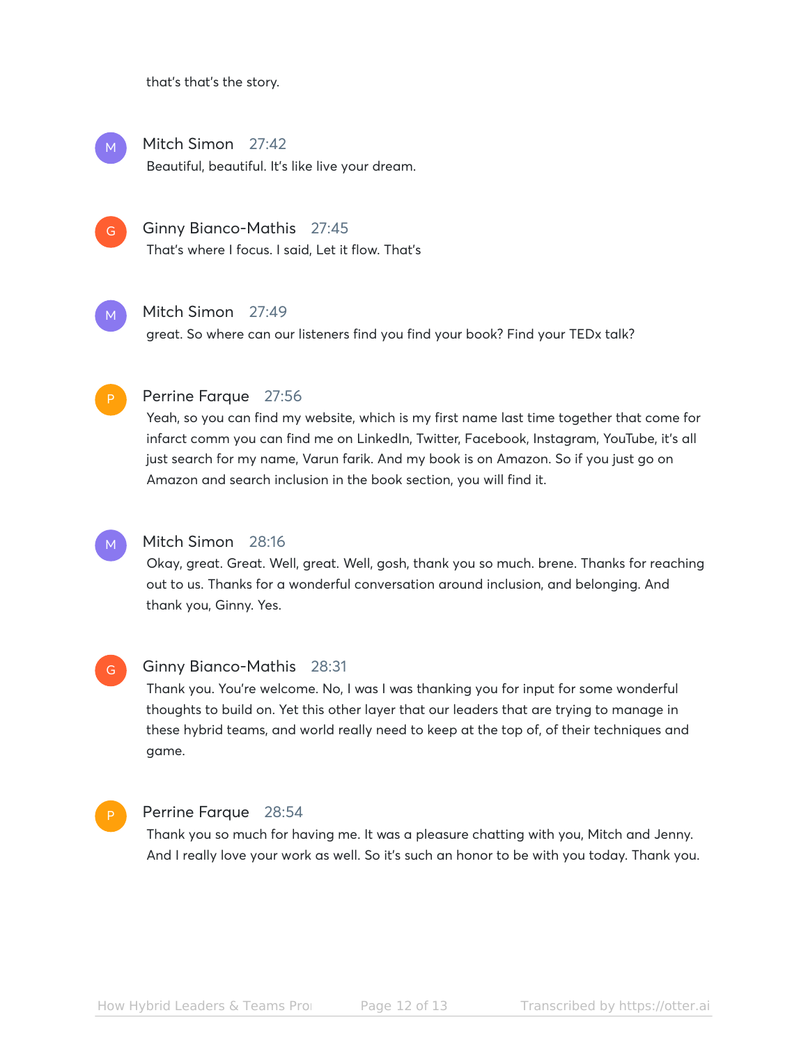that's that's the story.

**Mitch Simon** 27:42
Beautiful, beautiful. It's like live your dream.

**Ginny Bianco-Mathis** 27:45
That's where I focus. I said, Let it flow. That's

**Mitch Simon** 27:49
great. So where can our listeners find you find your book? Find your TEDx talk?

**Perrine Farque** 27:56
Yeah, so you can find my website, which is my first name last time together that come for infarct comm you can find me on LinkedIn, Twitter, Facebook, Instagram, YouTube, it's all just search for my name, Varun farik. And my book is on Amazon. So if you just go on Amazon and search inclusion in the book section, you will find it.

**Mitch Simon** 28:16
Okay, great. Great. Well, great. Well, gosh, thank you so much. brene. Thanks for reaching out to us. Thanks for a wonderful conversation around inclusion, and belonging. And thank you, Ginny. Yes.

**Ginny Bianco-Mathis** 28:31
Thank you. You're welcome. No, I was I was thanking you for input for some wonderful thoughts to build on. Yet this other layer that our leaders that are trying to manage in these hybrid teams, and world really need to keep at the top of, of their techniques and game.

**Perrine Farque** 28:54
Thank you so much for having me. It was a pleasure chatting with you, Mitch and Jenny. And I really love your work as well. So it's such an honor to be with you today. Thank you.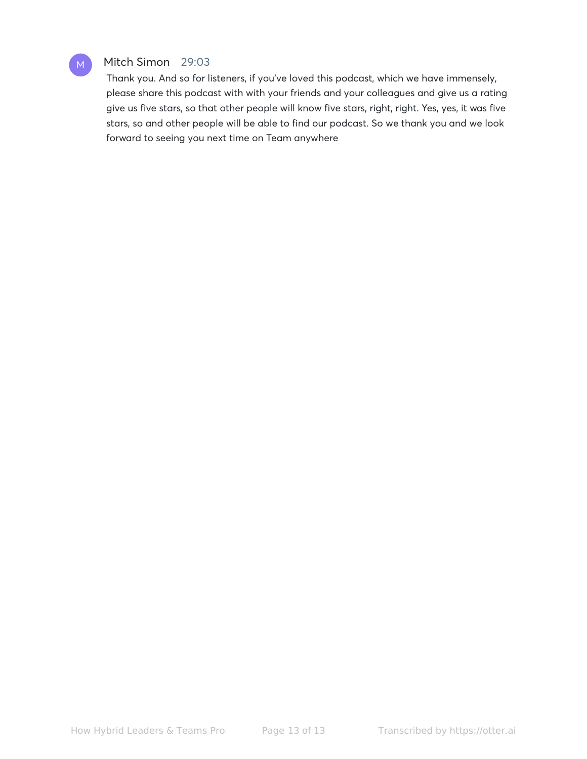Mitch Simon 29:03

Thank you. And so for listeners, if you've loved this podcast, which we have immensely, please share this podcast with with your friends and your colleagues and give us a rating give us five stars, so that other people will know five stars, right, right. Yes, yes, it was five stars, so and other people will be able to find our podcast. So we thank you and we look forward to seeing you next time on Team anywhere